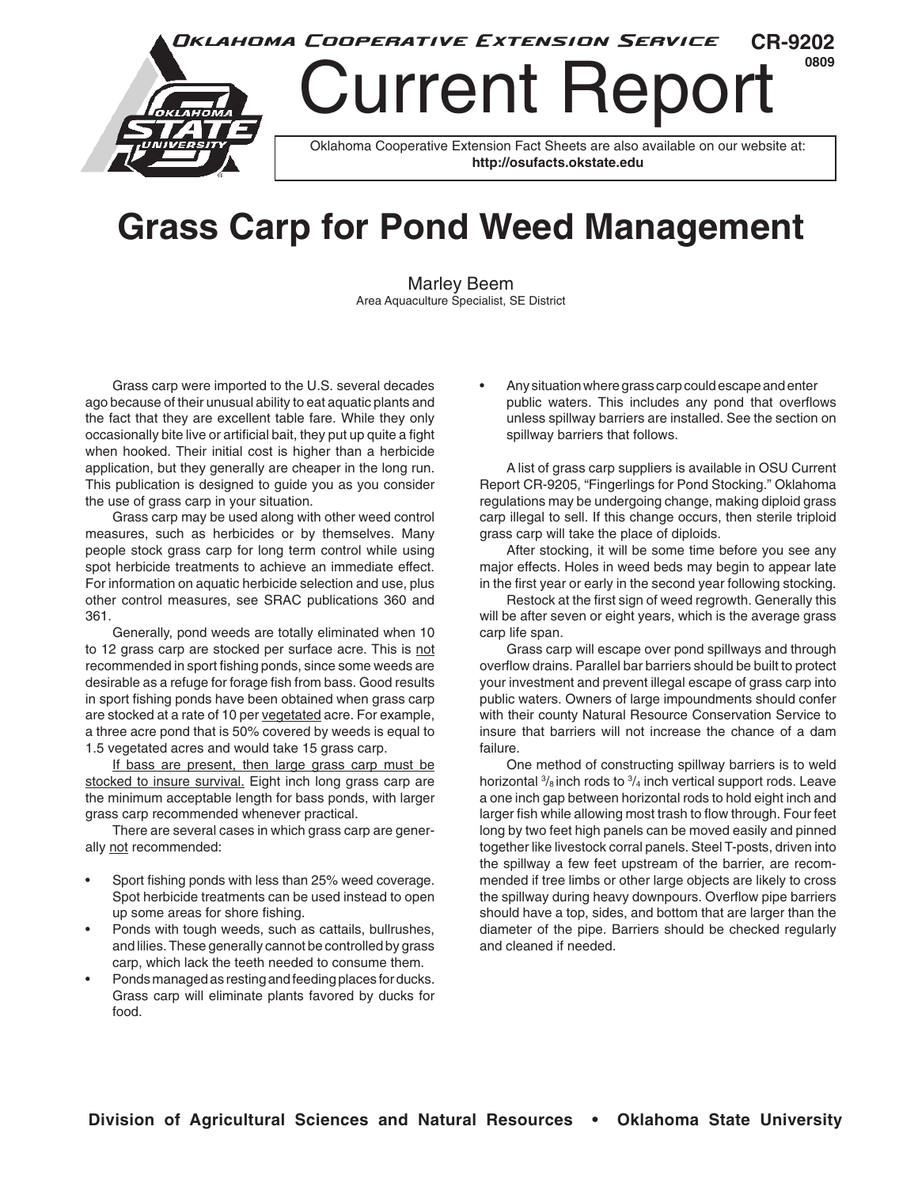Oklahoma Cooperative Extension Service

CR-9202
0809

# Current Report

Oklahoma Cooperative Extension Fact Sheets are also available on our website at: **http://osufacts.okstate.edu**

# Grass Carp for Pond Weed Management

Marley Beem
Area Aquaculture Specialist, SE District

Grass carp were imported to the U.S. several decades ago because of their unusual ability to eat aquatic plants and the fact that they are excellent table fare. While they only occasionally bite live or artificial bait, they put up quite a fight when hooked. Their initial cost is higher than a herbicide application, but they generally are cheaper in the long run. This publication is designed to guide you as you consider the use of grass carp in your situation.

Grass carp may be used along with other weed control measures, such as herbicides or by themselves. Many people stock grass carp for long term control while using spot herbicide treatments to achieve an immediate effect. For information on aquatic herbicide selection and use, plus other control measures, see SRAC publications 360 and 361.

Generally, pond weeds are totally eliminated when 10 to 12 grass carp are stocked per surface acre. This is not recommended in sport fishing ponds, since some weeds are desirable as a refuge for forage fish from bass. Good results in sport fishing ponds have been obtained when grass carp are stocked at a rate of 10 per vegetated acre. For example, a three acre pond that is 50% covered by weeds is equal to 1.5 vegetated acres and would take 15 grass carp.

If bass are present, then large grass carp must be stocked to insure survival. Eight inch long grass carp are the minimum acceptable length for bass ponds, with larger grass carp recommended whenever practical.

There are several cases in which grass carp are generally not recommended:

- Sport fishing ponds with less than 25% weed coverage. Spot herbicide treatments can be used instead to open up some areas for shore fishing.
- Ponds with tough weeds, such as cattails, bullrushes, and lilies. These generally cannot be controlled by grass carp, which lack the teeth needed to consume them.
- Ponds managed as resting and feeding places for ducks. Grass carp will eliminate plants favored by ducks for food.
- Any situation where grass carp could escape and enter public waters. This includes any pond that overflows unless spillway barriers are installed. See the section on spillway barriers that follows.

A list of grass carp suppliers is available in OSU Current Report CR-9205, "Fingerlings for Pond Stocking." Oklahoma regulations may be undergoing change, making diploid grass carp illegal to sell. If this change occurs, then sterile triploid grass carp will take the place of diploids.

After stocking, it will be some time before you see any major effects. Holes in weed beds may begin to appear late in the first year or early in the second year following stocking.

Restock at the first sign of weed regrowth. Generally this will be after seven or eight years, which is the average grass carp life span.

Grass carp will escape over pond spillways and through overflow drains. Parallel bar barriers should be built to protect your investment and prevent illegal escape of grass carp into public waters. Owners of large impoundments should confer with their county Natural Resource Conservation Service to insure that barriers will not increase the chance of a dam failure.

One method of constructing spillway barriers is to weld horizontal $^3/_8$ inch rods to $^3/_4$ inch vertical support rods. Leave a one inch gap between horizontal rods to hold eight inch and larger fish while allowing most trash to flow through. Four feet long by two feet high panels can be moved easily and pinned together like livestock corral panels. Steel T-posts, driven into the spillway a few feet upstream of the barrier, are recommended if tree limbs or other large objects are likely to cross the spillway during heavy downpours. Overflow pipe barriers should have a top, sides, and bottom that are larger than the diameter of the pipe. Barriers should be checked regularly and cleaned if needed.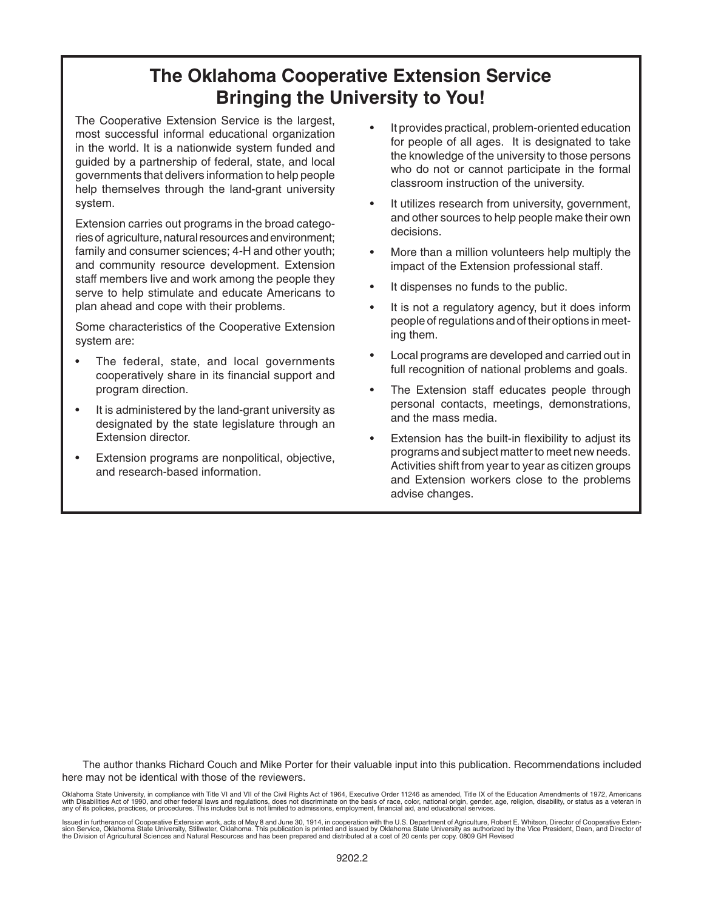## The Oklahoma Cooperative Extension Service
## Bringing the University to You!

The Cooperative Extension Service is the largest, most successful informal educational organization in the world. It is a nationwide system funded and guided by a partnership of federal, state, and local governments that delivers information to help people help themselves through the land-grant university system.

Extension carries out programs in the broad categories of agriculture, natural resources and environment; family and consumer sciences; 4-H and other youth; and community resource development. Extension staff members live and work among the people they serve to help stimulate and educate Americans to plan ahead and cope with their problems.

Some characteristics of the Cooperative Extension system are:

- The federal, state, and local governments cooperatively share in its financial support and program direction.
- It is administered by the land-grant university as designated by the state legislature through an Extension director.
- Extension programs are nonpolitical, objective, and research-based information.
- It provides practical, problem-oriented education for people of all ages. It is designated to take the knowledge of the university to those persons who do not or cannot participate in the formal classroom instruction of the university.
- It utilizes research from university, government, and other sources to help people make their own decisions.
- More than a million volunteers help multiply the impact of the Extension professional staff.
- It dispenses no funds to the public.
- It is not a regulatory agency, but it does inform people of regulations and of their options in meeting them.
- Local programs are developed and carried out in full recognition of national problems and goals.
- The Extension staff educates people through personal contacts, meetings, demonstrations, and the mass media.
- Extension has the built-in flexibility to adjust its programs and subject matter to meet new needs. Activities shift from year to year as citizen groups and Extension workers close to the problems advise changes.

The author thanks Richard Couch and Mike Porter for their valuable input into this publication. Recommendations included here may not be identical with those of the reviewers.

Oklahoma State University, in compliance with Title VI and VII of the Civil Rights Act of 1964, Executive Order 11246 as amended, Title IX of the Education Amendments of 1972, Americans with Disabilities Act of 1990, and other federal laws and regulations, does not discriminate on the basis of race, color, national origin, gender, age, religion, disability, or status as a veteran in any of its policies, practices, or procedures. This includes but is not limited to admissions, employment, financial aid, and educational services.

Issued in furtherance of Cooperative Extension work, acts of May 8 and June 30, 1914, in cooperation with the U.S. Department of Agriculture, Robert E. Whitson, Director of Cooperative Extension Service, Oklahoma State University, Stillwater, Oklahoma. This publication is printed and issued by Oklahoma State University as authorized by the Vice President, Dean, and Director of the Division of Agricultural Sciences and Natural Resources and has been prepared and distributed at a cost of 20 cents per copy. 0809 GH Revised

9202.2